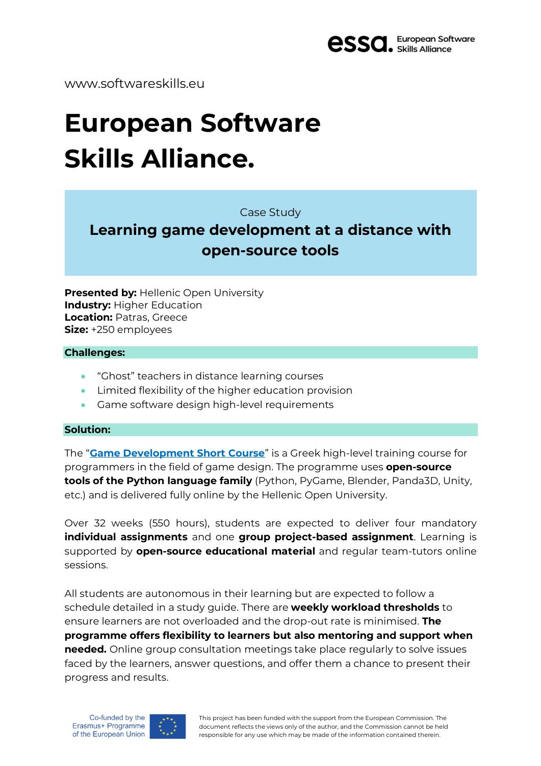www.softwareskills.eu

# European Software Skills Alliance.

Case Study

## Learning game development at a distance with open-source tools

**Presented by:** Hellenic Open University
**Industry:** Higher Education
**Location:** Patras, Greece
**Size:** +250 employees

### Challenges:

- "Ghost" teachers in distance learning courses
- Limited flexibility of the higher education provision
- Game software design high-level requirements

### Solution:

The "**Game Development Short Course**" is a Greek high-level training course for programmers in the field of game design. The programme uses **open-source tools of the Python language family** (Python, PyGame, Blender, Panda3D, Unity, etc.) and is delivered fully online by the Hellenic Open University.

Over 32 weeks (550 hours), students are expected to deliver four mandatory **individual assignments** and one **group project-based assignment**. Learning is supported by **open-source educational material** and regular team-tutors online sessions.

All students are autonomous in their learning but are expected to follow a schedule detailed in a study guide. There are **weekly workload thresholds** to ensure learners are not overloaded and the drop-out rate is minimised. **The programme offers flexibility to learners but also mentoring and support when needed.** Online group consultation meetings take place regularly to solve issues faced by the learners, answer questions, and offer them a chance to present their progress and results.

Co-funded by the Erasmus+ Programme of the European Union

This project has been funded with the support from the European Commission. The document reflects the views only of the author, and the Commission cannot be held responsible for any use which may be made of the information contained therein.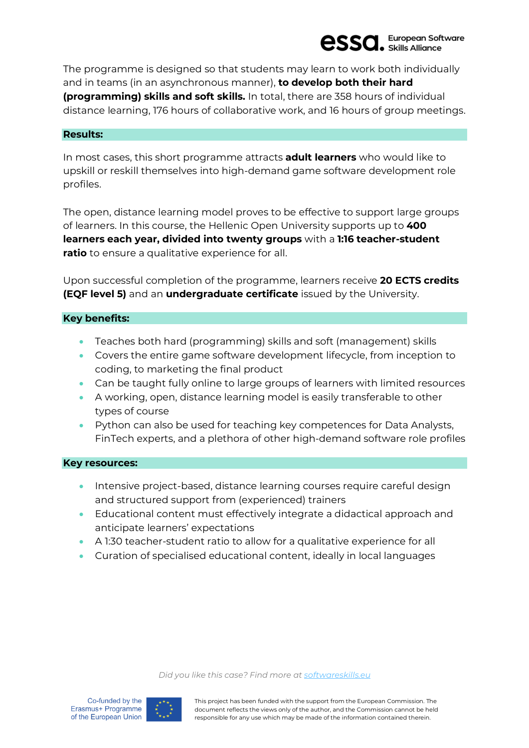The programme is designed so that students may learn to work both individually and in teams (in an asynchronous manner), **to develop both their hard (programming) skills and soft skills.** In total, there are 358 hours of individual distance learning, 176 hours of collaborative work, and 16 hours of group meetings.

## Results:

In most cases, this short programme attracts **adult learners** who would like to upskill or reskill themselves into high-demand game software development role profiles.

The open, distance learning model proves to be effective to support large groups of learners. In this course, the Hellenic Open University supports up to **400 learners each year, divided into twenty groups** with a **1:16 teacher-student ratio** to ensure a qualitative experience for all.

Upon successful completion of the programme, learners receive **20 ECTS credits (EQF level 5)** and an **undergraduate certificate** issued by the University.

## Key benefits:

- Teaches both hard (programming) skills and soft (management) skills
- Covers the entire game software development lifecycle, from inception to coding, to marketing the final product
- Can be taught fully online to large groups of learners with limited resources
- A working, open, distance learning model is easily transferable to other types of course
- Python can also be used for teaching key competences for Data Analysts, FinTech experts, and a plethora of other high-demand software role profiles

## Key resources:

- Intensive project-based, distance learning courses require careful design and structured support from (experienced) trainers
- Educational content must effectively integrate a didactical approach and anticipate learners' expectations
- A 1:30 teacher-student ratio to allow for a qualitative experience for all
- Curation of specialised educational content, ideally in local languages

*Did you like this case? Find more at [softwareskills.eu](softwareskills.eu)*

Co-funded by the Erasmus+ Programme of the European Union

This project has been funded with the support from the European Commission. The document reflects the views only of the author, and the Commission cannot be held responsible for any use which may be made of the information contained therein.